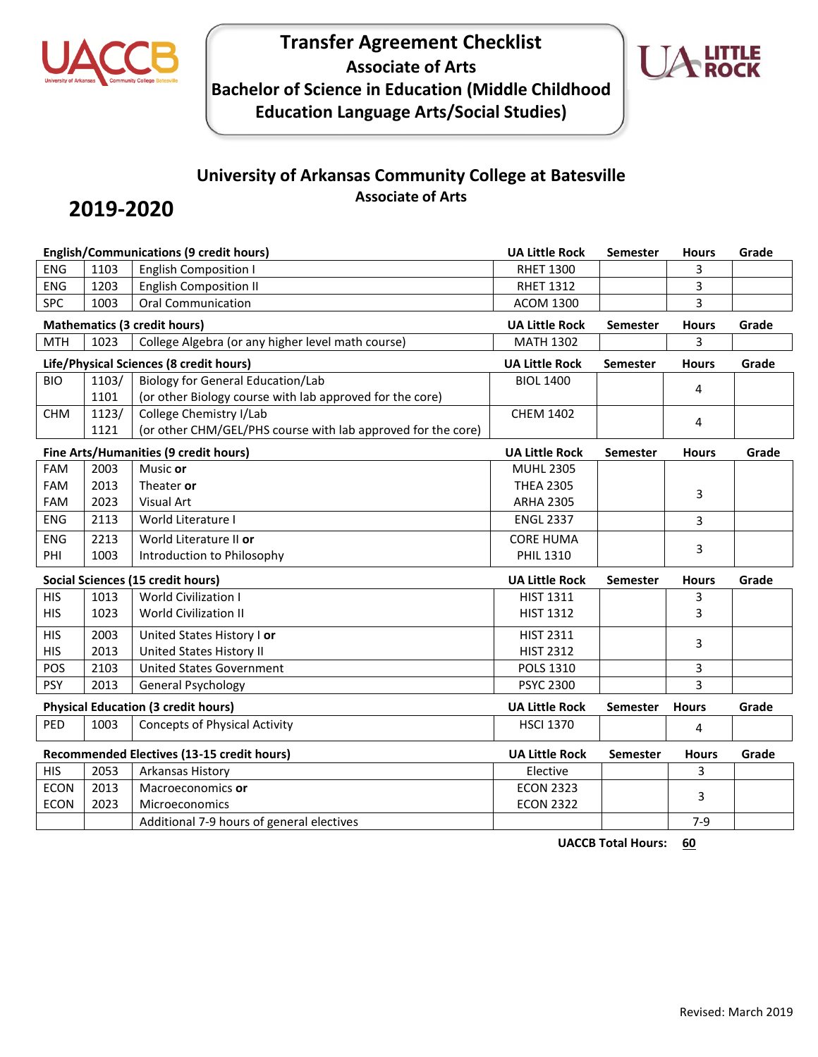# Transfer Agreement Checklist

## Associate of Arts

## Bachelor of Science in Education (Middle Childhood Education Language Arts/Social Studies)

## University of Arkansas Community College at Batesville

### Associate of Arts

## 2019-2020

| English/Communications (9 credit hours) | | | UA Little Rock | Semester | Hours | Grade |
|---|---|---|---|---|---|---|
| ENG | 1103 | English Composition I | RHET 1300 | | 3 | |
| ENG | 1203 | English Composition II | RHET 1312 | | 3 | |
| SPC | 1003 | Oral Communication | ACOM 1300 | | 3 | |
| **Mathematics (3 credit hours)** | | | **UA Little Rock** | **Semester** | **Hours** | **Grade** |
| MTH | 1023 | College Algebra (or any higher level math course) | MATH 1302 | | 3 | |
| **Life/Physical Sciences (8 credit hours)** | | | **UA Little Rock** | **Semester** | **Hours** | **Grade** |
| BIO | 1103/ 1101 | Biology for General Education/Lab (or other Biology course with lab approved for the core) | BIOL 1400 | | 4 | |
| CHM | 1123/ 1121 | College Chemistry I/Lab (or other CHM/GEL/PHS course with lab approved for the core) | CHEM 1402 | | 4 | |
| **Fine Arts/Humanities (9 credit hours)** | | | **UA Little Rock** | **Semester** | **Hours** | **Grade** |
| FAM<br>FAM<br>FAM | 2003<br>2013<br>2023 | Music **or**<br>Theater **or**<br>Visual Art | MUHL 2305<br>THEA 2305<br>ARHA 2305 | | 3 | |
| ENG | 2113 | World Literature I | ENGL 2337 | | 3 | |
| ENG<br>PHI | 2213<br>1003 | World Literature II **or**<br>Introduction to Philosophy | CORE HUMA<br>PHIL 1310 | | 3 | |
| **Social Sciences (15 credit hours)** | | | **UA Little Rock** | **Semester** | **Hours** | **Grade** |
| HIS | 1013 | World Civilization I | HIST 1311 | | 3 | |
| HIS | 1023 | World Civilization II | HIST 1312 | | 3 | |
| HIS<br>HIS | 2003<br>2013 | United States History I **or**<br>United States History II | HIST 2311<br>HIST 2312 | | 3 | |
| POS | 2103 | United States Government | POLS 1310 | | 3 | |
| PSY | 2013 | General Psychology | PSYC 2300 | | 3 | |
| **Physical Education (3 credit hours)** | | | **UA Little Rock** | **Semester** | **Hours** | **Grade** |
| PED | 1003 | Concepts of Physical Activity | HSCI 1370 | | 4 | |
| **Recommended Electives (13-15 credit hours)** | | | **UA Little Rock** | **Semester** | **Hours** | **Grade** |
| HIS | 2053 | Arkansas History | Elective | | 3 | |
| ECON<br>ECON | 2013<br>2023 | Macroeconomics **or**<br>Microeconomics | ECON 2323<br>ECON 2322 | | 3 | |
| | | Additional 7-9 hours of general electives | | | 7-9 | |

**UACCB Total Hours: 60**

Revised: March 2019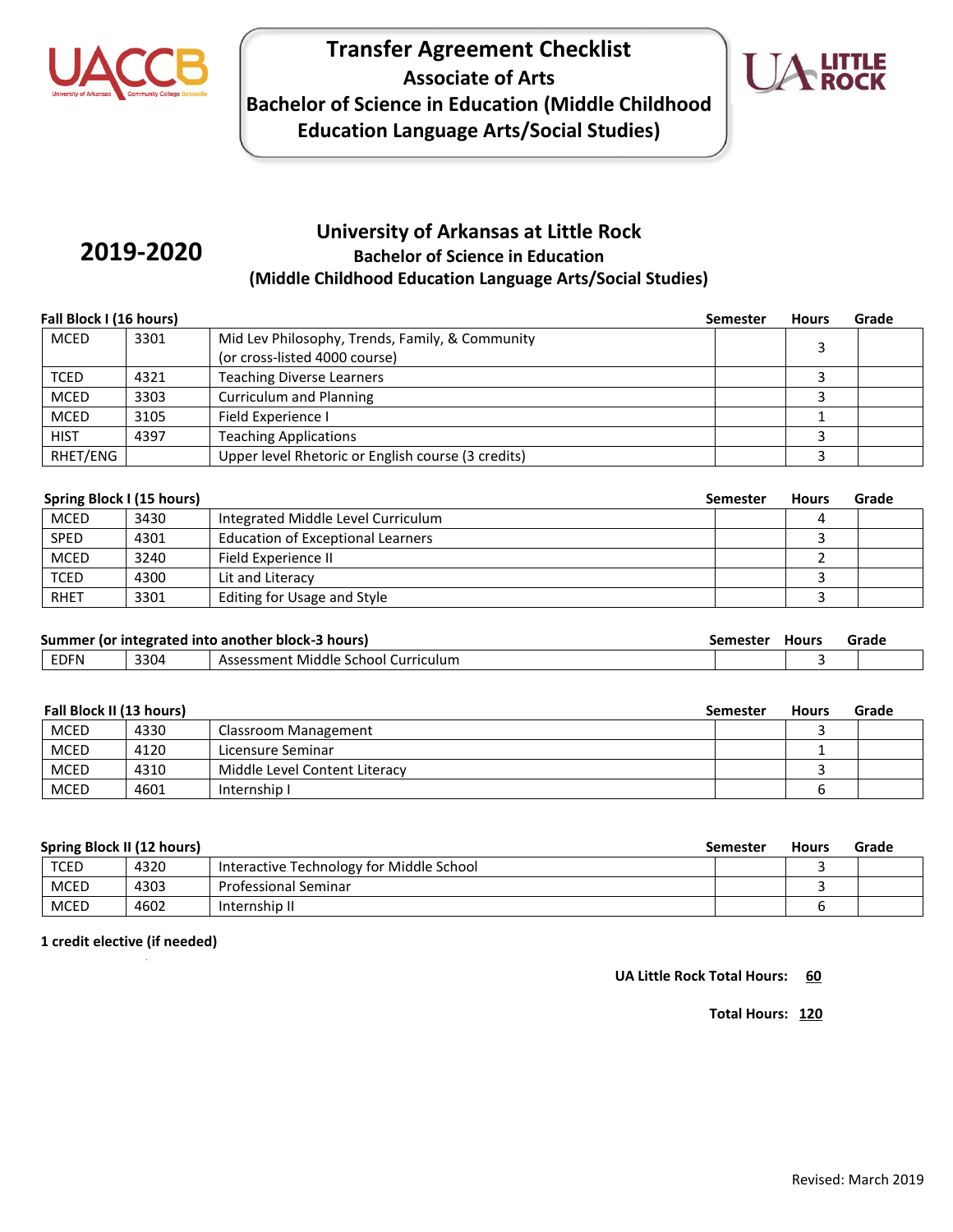# Transfer Agreement Checklist

## Associate of Arts

## Bachelor of Science in Education (Middle Childhood Education Language Arts/Social Studies)

**2019-2020**

## University of Arkansas at Little Rock

### Bachelor of Science in Education

### (Middle Childhood Education Language Arts/Social Studies)

**Fall Block I (16 hours)**

| | | | Semester | Hours | Grade |
|---|---|---|---|---|---|
| MCED | 3301 | Mid Lev Philosophy, Trends, Family, & Community (or cross-listed 4000 course) | | 3 | |
| TCED | 4321 | Teaching Diverse Learners | | 3 | |
| MCED | 3303 | Curriculum and Planning | | 3 | |
| MCED | 3105 | Field Experience I | | 1 | |
| HIST | 4397 | Teaching Applications | | 3 | |
| RHET/ENG | | Upper level Rhetoric or English course (3 credits) | | 3 | |

**Spring Block I (15 hours)**

| | | | Semester | Hours | Grade |
|---|---|---|---|---|---|
| MCED | 3430 | Integrated Middle Level Curriculum | | 4 | |
| SPED | 4301 | Education of Exceptional Learners | | 3 | |
| MCED | 3240 | Field Experience II | | 2 | |
| TCED | 4300 | Lit and Literacy | | 3 | |
| RHET | 3301 | Editing for Usage and Style | | 3 | |

**Summer (or integrated into another block-3 hours)**

| | | | Semester | Hours | Grade |
|---|---|---|---|---|---|
| EDFN | 3304 | Assessment Middle School Curriculum | | 3 | |

**Fall Block II (13 hours)**

| | | | Semester | Hours | Grade |
|---|---|---|---|---|---|
| MCED | 4330 | Classroom Management | | 3 | |
| MCED | 4120 | Licensure Seminar | | 1 | |
| MCED | 4310 | Middle Level Content Literacy | | 3 | |
| MCED | 4601 | Internship I | | 6 | |

**Spring Block II (12 hours)**

| | | | Semester | Hours | Grade |
|---|---|---|---|---|---|
| TCED | 4320 | Interactive Technology for Middle School | | 3 | |
| MCED | 4303 | Professional Seminar | | 3 | |
| MCED | 4602 | Internship II | | 6 | |

**1 credit elective (if needed)**

**UA Little Rock Total Hours: 60**

**Total Hours: 120**

Revised: March 2019